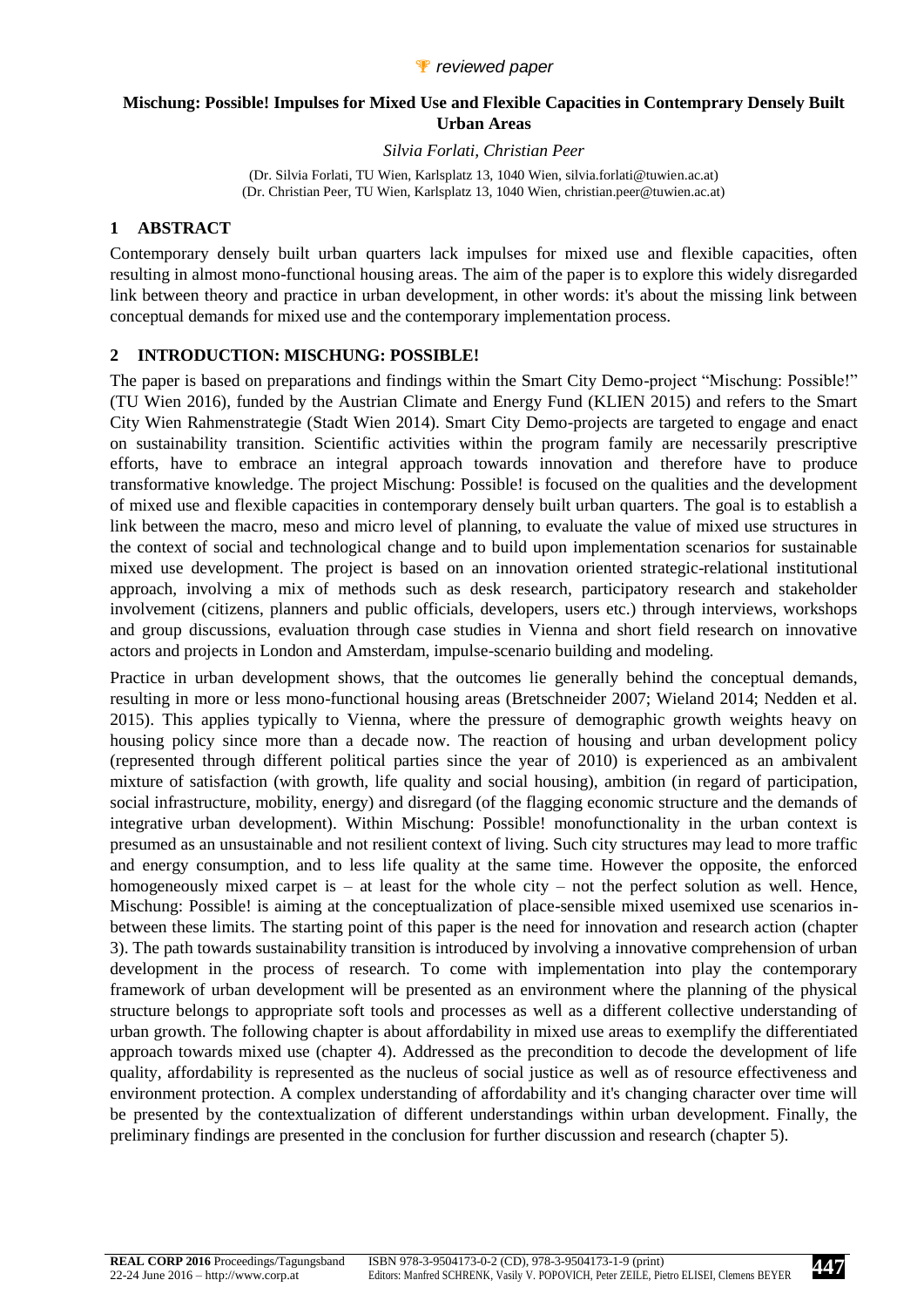*reviewed paper*

# Mischung: Possible! Impulses for Mixed Use and Flexible Capacities in Contemprary Densely Built Urban Areas

*Silvia Forlati, Christian Peer*

(Dr. Silvia Forlati, TU Wien, Karlsplatz 13, 1040 Wien, silvia.forlati@tuwien.ac.at)
(Dr. Christian Peer, TU Wien, Karlsplatz 13, 1040 Wien, christian.peer@tuwien.ac.at)

## 1 ABSTRACT

Contemporary densely built urban quarters lack impulses for mixed use and flexible capacities, often resulting in almost mono-functional housing areas. The aim of the paper is to explore this widely disregarded link between theory and practice in urban development, in other words: it's about the missing link between conceptual demands for mixed use and the contemporary implementation process.

## 2 INTRODUCTION: MISCHUNG: POSSIBLE!

The paper is based on preparations and findings within the Smart City Demo-project "Mischung: Possible!" (TU Wien 2016), funded by the Austrian Climate and Energy Fund (KLIEN 2015) and refers to the Smart City Wien Rahmenstrategie (Stadt Wien 2014). Smart City Demo-projects are targeted to engage and enact on sustainability transition. Scientific activities within the program family are necessarily prescriptive efforts, have to embrace an integral approach towards innovation and therefore have to produce transformative knowledge. The project Mischung: Possible! is focused on the qualities and the development of mixed use and flexible capacities in contemporary densely built urban quarters. The goal is to establish a link between the macro, meso and micro level of planning, to evaluate the value of mixed use structures in the context of social and technological change and to build upon implementation scenarios for sustainable mixed use development. The project is based on an innovation oriented strategic-relational institutional approach, involving a mix of methods such as desk research, participatory research and stakeholder involvement (citizens, planners and public officials, developers, users etc.) through interviews, workshops and group discussions, evaluation through case studies in Vienna and short field research on innovative actors and projects in London and Amsterdam, impulse-scenario building and modeling.

Practice in urban development shows, that the outcomes lie generally behind the conceptual demands, resulting in more or less mono-functional housing areas (Bretschneider 2007; Wieland 2014; Nedden et al. 2015). This applies typically to Vienna, where the pressure of demographic growth weights heavy on housing policy since more than a decade now. The reaction of housing and urban development policy (represented through different political parties since the year of 2010) is experienced as an ambivalent mixture of satisfaction (with growth, life quality and social housing), ambition (in regard of participation, social infrastructure, mobility, energy) and disregard (of the flagging economic structure and the demands of integrative urban development). Within Mischung: Possible! monofunctionality in the urban context is presumed as an unsustainable and not resilient context of living. Such city structures may lead to more traffic and energy consumption, and to less life quality at the same time. However the opposite, the enforced homogeneously mixed carpet is – at least for the whole city – not the perfect solution as well. Hence, Mischung: Possible! is aiming at the conceptualization of place-sensible mixed usemixed use scenarios in-between these limits. The starting point of this paper is the need for innovation and research action (chapter 3). The path towards sustainability transition is introduced by involving a innovative comprehension of urban development in the process of research. To come with implementation into play the contemporary framework of urban development will be presented as an environment where the planning of the physical structure belongs to appropriate soft tools and processes as well as a different collective understanding of urban growth. The following chapter is about affordability in mixed use areas to exemplify the differentiated approach towards mixed use (chapter 4). Addressed as the precondition to decode the development of life quality, affordability is represented as the nucleus of social justice as well as of resource effectiveness and environment protection. A complex understanding of affordability and it's changing character over time will be presented by the contextualization of different understandings within urban development. Finally, the preliminary findings are presented in the conclusion for further discussion and research (chapter 5).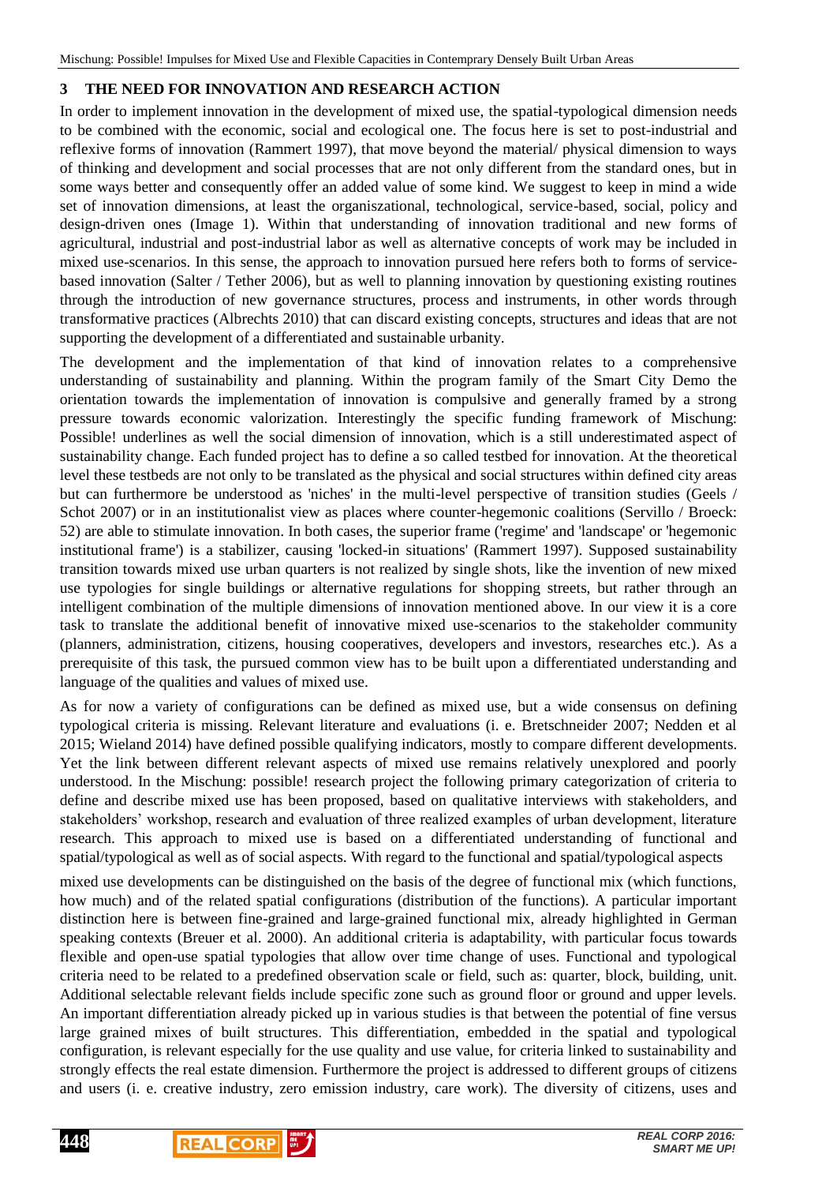## 3 THE NEED FOR INNOVATION AND RESEARCH ACTION

In order to implement innovation in the development of mixed use, the spatial-typological dimension needs to be combined with the economic, social and ecological one. The focus here is set to post-industrial and reflexive forms of innovation (Rammert 1997), that move beyond the material/ physical dimension to ways of thinking and development and social processes that are not only different from the standard ones, but in some ways better and consequently offer an added value of some kind. We suggest to keep in mind a wide set of innovation dimensions, at least the organiszational, technological, service-based, social, policy and design-driven ones (Image 1). Within that understanding of innovation traditional and new forms of agricultural, industrial and post-industrial labor as well as alternative concepts of work may be included in mixed use-scenarios. In this sense, the approach to innovation pursued here refers both to forms of service-based innovation (Salter / Tether 2006), but as well to planning innovation by questioning existing routines through the introduction of new governance structures, process and instruments, in other words through transformative practices (Albrechts 2010) that can discard existing concepts, structures and ideas that are not supporting the development of a differentiated and sustainable urbanity.

The development and the implementation of that kind of innovation relates to a comprehensive understanding of sustainability and planning. Within the program family of the Smart City Demo the orientation towards the implementation of innovation is compulsive and generally framed by a strong pressure towards economic valorization. Interestingly the specific funding framework of Mischung: Possible! underlines as well the social dimension of innovation, which is a still underestimated aspect of sustainability change. Each funded project has to define a so called testbed for innovation. At the theoretical level these testbeds are not only to be translated as the physical and social structures within defined city areas but can furthermore be understood as 'niches' in the multi-level perspective of transition studies (Geels / Schot 2007) or in an institutionalist view as places where counter-hegemonic coalitions (Servillo / Broeck: 52) are able to stimulate innovation. In both cases, the superior frame ('regime' and 'landscape' or 'hegemonic institutional frame') is a stabilizer, causing 'locked-in situations' (Rammert 1997). Supposed sustainability transition towards mixed use urban quarters is not realized by single shots, like the invention of new mixed use typologies for single buildings or alternative regulations for shopping streets, but rather through an intelligent combination of the multiple dimensions of innovation mentioned above. In our view it is a core task to translate the additional benefit of innovative mixed use-scenarios to the stakeholder community (planners, administration, citizens, housing cooperatives, developers and investors, researches etc.). As a prerequisite of this task, the pursued common view has to be built upon a differentiated understanding and language of the qualities and values of mixed use.

As for now a variety of configurations can be defined as mixed use, but a wide consensus on defining typological criteria is missing. Relevant literature and evaluations (i. e. Bretschneider 2007; Nedden et al 2015; Wieland 2014) have defined possible qualifying indicators, mostly to compare different developments. Yet the link between different relevant aspects of mixed use remains relatively unexplored and poorly understood. In the Mischung: possible! research project the following primary categorization of criteria to define and describe mixed use has been proposed, based on qualitative interviews with stakeholders, and stakeholders' workshop, research and evaluation of three realized examples of urban development, literature research. This approach to mixed use is based on a differentiated understanding of functional and spatial/typological as well as of social aspects. With regard to the functional and spatial/typological aspects mixed use developments can be distinguished on the basis of the degree of functional mix (which functions, how much) and of the related spatial configurations (distribution of the functions). A particular important distinction here is between fine-grained and large-grained functional mix, already highlighted in German speaking contexts (Breuer et al. 2000). An additional criteria is adaptability, with particular focus towards flexible and open-use spatial typologies that allow over time change of uses. Functional and typological criteria need to be related to a predefined observation scale or field, such as: quarter, block, building, unit. Additional selectable relevant fields include specific zone such as ground floor or ground and upper levels. An important differentiation already picked up in various studies is that between the potential of fine versus large grained mixes of built structures. This differentiation, embedded in the spatial and typological configuration, is relevant especially for the use quality and use value, for criteria linked to sustainability and strongly effects the real estate dimension. Furthermore the project is addressed to different groups of citizens and users (i. e. creative industry, zero emission industry, care work). The diversity of citizens, uses and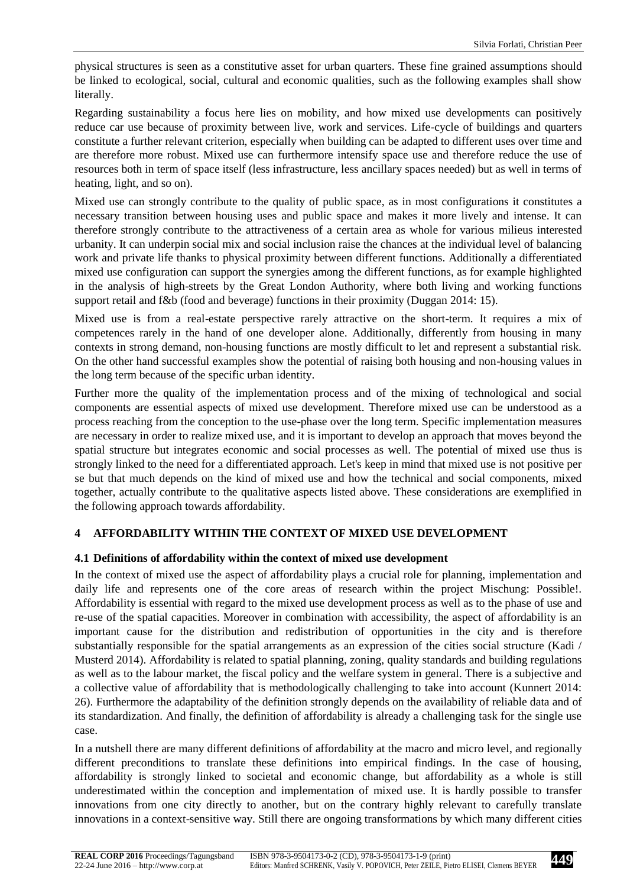physical structures is seen as a constitutive asset for urban quarters. These fine grained assumptions should be linked to ecological, social, cultural and economic qualities, such as the following examples shall show literally.

Regarding sustainability a focus here lies on mobility, and how mixed use developments can positively reduce car use because of proximity between live, work and services. Life-cycle of buildings and quarters constitute a further relevant criterion, especially when building can be adapted to different uses over time and are therefore more robust. Mixed use can furthermore intensify space use and therefore reduce the use of resources both in term of space itself (less infrastructure, less ancillary spaces needed) but as well in terms of heating, light, and so on).

Mixed use can strongly contribute to the quality of public space, as in most configurations it constitutes a necessary transition between housing uses and public space and makes it more lively and intense. It can therefore strongly contribute to the attractiveness of a certain area as whole for various milieus interested urbanity. It can underpin social mix and social inclusion raise the chances at the individual level of balancing work and private life thanks to physical proximity between different functions. Additionally a differentiated mixed use configuration can support the synergies among the different functions, as for example highlighted in the analysis of high-streets by the Great London Authority, where both living and working functions support retail and f&b (food and beverage) functions in their proximity (Duggan 2014: 15).

Mixed use is from a real-estate perspective rarely attractive on the short-term. It requires a mix of competences rarely in the hand of one developer alone. Additionally, differently from housing in many contexts in strong demand, non-housing functions are mostly difficult to let and represent a substantial risk. On the other hand successful examples show the potential of raising both housing and non-housing values in the long term because of the specific urban identity.

Further more the quality of the implementation process and of the mixing of technological and social components are essential aspects of mixed use development. Therefore mixed use can be understood as a process reaching from the conception to the use-phase over the long term. Specific implementation measures are necessary in order to realize mixed use, and it is important to develop an approach that moves beyond the spatial structure but integrates economic and social processes as well. The potential of mixed use thus is strongly linked to the need for a differentiated approach. Let's keep in mind that mixed use is not positive per se but that much depends on the kind of mixed use and how the technical and social components, mixed together, actually contribute to the qualitative aspects listed above. These considerations are exemplified in the following approach towards affordability.

## 4 AFFORDABILITY WITHIN THE CONTEXT OF MIXED USE DEVELOPMENT

### 4.1 Definitions of affordability within the context of mixed use development

In the context of mixed use the aspect of affordability plays a crucial role for planning, implementation and daily life and represents one of the core areas of research within the project Mischung: Possible!. Affordability is essential with regard to the mixed use development process as well as to the phase of use and re-use of the spatial capacities. Moreover in combination with accessibility, the aspect of affordability is an important cause for the distribution and redistribution of opportunities in the city and is therefore substantially responsible for the spatial arrangements as an expression of the cities social structure (Kadi / Musterd 2014). Affordability is related to spatial planning, zoning, quality standards and building regulations as well as to the labour market, the fiscal policy and the welfare system in general. There is a subjective and a collective value of affordability that is methodologically challenging to take into account (Kunnert 2014: 26). Furthermore the adaptability of the definition strongly depends on the availability of reliable data and of its standardization. And finally, the definition of affordability is already a challenging task for the single use case.

In a nutshell there are many different definitions of affordability at the macro and micro level, and regionally different preconditions to translate these definitions into empirical findings. In the case of housing, affordability is strongly linked to societal and economic change, but affordability as a whole is still underestimated within the conception and implementation of mixed use. It is hardly possible to transfer innovations from one city directly to another, but on the contrary highly relevant to carefully translate innovations in a context-sensitive way. Still there are ongoing transformations by which many different cities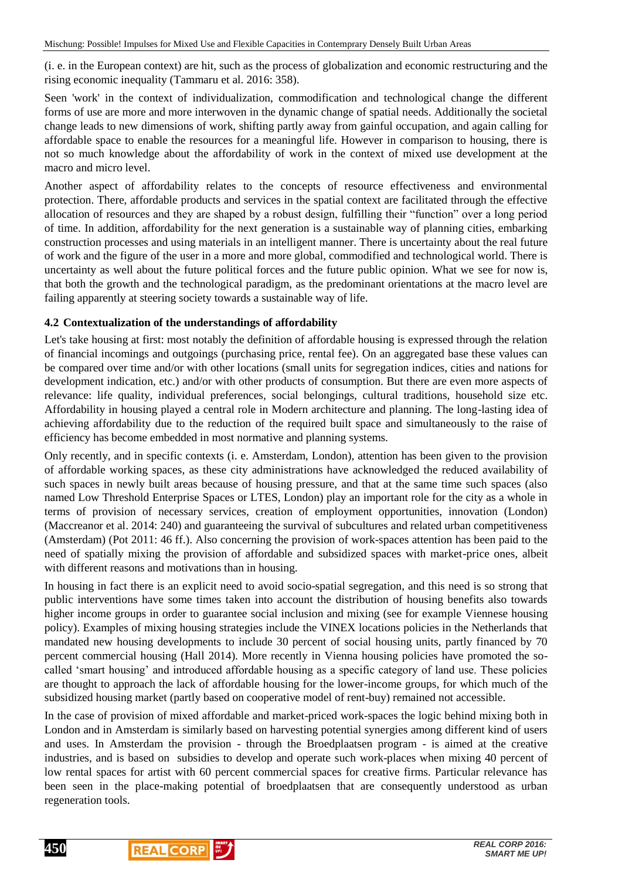(i. e. in the European context) are hit, such as the process of globalization and economic restructuring and the rising economic inequality (Tammaru et al. 2016: 358).

Seen 'work' in the context of individualization, commodification and technological change the different forms of use are more and more interwoven in the dynamic change of spatial needs. Additionally the societal change leads to new dimensions of work, shifting partly away from gainful occupation, and again calling for affordable space to enable the resources for a meaningful life. However in comparison to housing, there is not so much knowledge about the affordability of work in the context of mixed use development at the macro and micro level.

Another aspect of affordability relates to the concepts of resource effectiveness and environmental protection. There, affordable products and services in the spatial context are facilitated through the effective allocation of resources and they are shaped by a robust design, fulfilling their "function" over a long period of time. In addition, affordability for the next generation is a sustainable way of planning cities, embarking construction processes and using materials in an intelligent manner. There is uncertainty about the real future of work and the figure of the user in a more and more global, commodified and technological world. There is uncertainty as well about the future political forces and the future public opinion. What we see for now is, that both the growth and the technological paradigm, as the predominant orientations at the macro level are failing apparently at steering society towards a sustainable way of life.

### 4.2 Contextualization of the understandings of affordability

Let's take housing at first: most notably the definition of affordable housing is expressed through the relation of financial incomings and outgoings (purchasing price, rental fee). On an aggregated base these values can be compared over time and/or with other locations (small units for segregation indices, cities and nations for development indication, etc.) and/or with other products of consumption. But there are even more aspects of relevance: life quality, individual preferences, social belongings, cultural traditions, household size etc. Affordability in housing played a central role in Modern architecture and planning. The long-lasting idea of achieving affordability due to the reduction of the required built space and simultaneously to the raise of efficiency has become embedded in most normative and planning systems.

Only recently, and in specific contexts (i. e. Amsterdam, London), attention has been given to the provision of affordable working spaces, as these city administrations have acknowledged the reduced availability of such spaces in newly built areas because of housing pressure, and that at the same time such spaces (also named Low Threshold Enterprise Spaces or LTES, London) play an important role for the city as a whole in terms of provision of necessary services, creation of employment opportunities, innovation (London) (Maccreanor et al. 2014: 240) and guaranteeing the survival of subcultures and related urban competitiveness (Amsterdam) (Pot 2011: 46 ff.). Also concerning the provision of work-spaces attention has been paid to the need of spatially mixing the provision of affordable and subsidized spaces with market-price ones, albeit with different reasons and motivations than in housing.

In housing in fact there is an explicit need to avoid socio-spatial segregation, and this need is so strong that public interventions have some times taken into account the distribution of housing benefits also towards higher income groups in order to guarantee social inclusion and mixing (see for example Viennese housing policy). Examples of mixing housing strategies include the VINEX locations policies in the Netherlands that mandated new housing developments to include 30 percent of social housing units, partly financed by 70 percent commercial housing (Hall 2014). More recently in Vienna housing policies have promoted the so-called 'smart housing' and introduced affordable housing as a specific category of land use. These policies are thought to approach the lack of affordable housing for the lower-income groups, for which much of the subsidized housing market (partly based on cooperative model of rent-buy) remained not accessible.

In the case of provision of mixed affordable and market-priced work-spaces the logic behind mixing both in London and in Amsterdam is similarly based on harvesting potential synergies among different kind of users and uses. In Amsterdam the provision - through the Broedplaatsen program - is aimed at the creative industries, and is based on subsidies to develop and operate such work-places when mixing 40 percent of low rental spaces for artist with 60 percent commercial spaces for creative firms. Particular relevance has been seen in the place-making potential of broedplaatsen that are consequently understood as urban regeneration tools.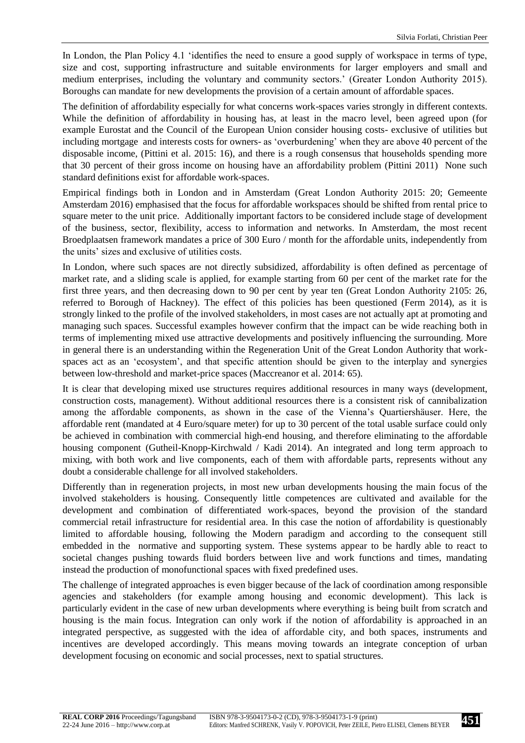In London, the Plan Policy 4.1 'identifies the need to ensure a good supply of workspace in terms of type, size and cost, supporting infrastructure and suitable environments for larger employers and small and medium enterprises, including the voluntary and community sectors.' (Greater London Authority 2015). Boroughs can mandate for new developments the provision of a certain amount of affordable spaces.

The definition of affordability especially for what concerns work-spaces varies strongly in different contexts. While the definition of affordability in housing has, at least in the macro level, been agreed upon (for example Eurostat and the Council of the European Union consider housing costs- exclusive of utilities but including mortgage and interests costs for owners- as 'overburdening' when they are above 40 percent of the disposable income, (Pittini et al. 2015: 16), and there is a rough consensus that households spending more that 30 percent of their gross income on housing have an affordability problem (Pittini 2011) None such standard definitions exist for affordable work-spaces.

Empirical findings both in London and in Amsterdam (Great London Authority 2015: 20; Gemeente Amsterdam 2016) emphasised that the focus for affordable workspaces should be shifted from rental price to square meter to the unit price. Additionally important factors to be considered include stage of development of the business, sector, flexibility, access to information and networks. In Amsterdam, the most recent Broedplaatsen framework mandates a price of 300 Euro / month for the affordable units, independently from the units' sizes and exclusive of utilities costs.

In London, where such spaces are not directly subsidized, affordability is often defined as percentage of market rate, and a sliding scale is applied, for example starting from 60 per cent of the market rate for the first three years, and then decreasing down to 90 per cent by year ten (Great London Authority 2105: 26, referred to Borough of Hackney). The effect of this policies has been questioned (Ferm 2014), as it is strongly linked to the profile of the involved stakeholders, in most cases are not actually apt at promoting and managing such spaces. Successful examples however confirm that the impact can be wide reaching both in terms of implementing mixed use attractive developments and positively influencing the surrounding. More in general there is an understanding within the Regeneration Unit of the Great London Authority that work-spaces act as an 'ecosystem', and that specific attention should be given to the interplay and synergies between low-threshold and market-price spaces (Maccreanor et al. 2014: 65).

It is clear that developing mixed use structures requires additional resources in many ways (development, construction costs, management). Without additional resources there is a consistent risk of cannibalization among the affordable components, as shown in the case of the Vienna's Quartiershäuser. Here, the affordable rent (mandated at 4 Euro/square meter) for up to 30 percent of the total usable surface could only be achieved in combination with commercial high-end housing, and therefore eliminating to the affordable housing component (Gutheil-Knopp-Kirchwald / Kadi 2014). An integrated and long term approach to mixing, with both work and live components, each of them with affordable parts, represents without any doubt a considerable challenge for all involved stakeholders.

Differently than in regeneration projects, in most new urban developments housing the main focus of the involved stakeholders is housing. Consequently little competences are cultivated and available for the development and combination of differentiated work-spaces, beyond the provision of the standard commercial retail infrastructure for residential area. In this case the notion of affordability is questionably limited to affordable housing, following the Modern paradigm and according to the consequent still embedded in the normative and supporting system. These systems appear to be hardly able to react to societal changes pushing towards fluid borders between live and work functions and times, mandating instead the production of monofunctional spaces with fixed predefined uses.

The challenge of integrated approaches is even bigger because of the lack of coordination among responsible agencies and stakeholders (for example among housing and economic development). This lack is particularly evident in the case of new urban developments where everything is being built from scratch and housing is the main focus. Integration can only work if the notion of affordability is approached in an integrated perspective, as suggested with the idea of affordable city, and both spaces, instruments and incentives are developed accordingly. This means moving towards an integrate conception of urban development focusing on economic and social processes, next to spatial structures.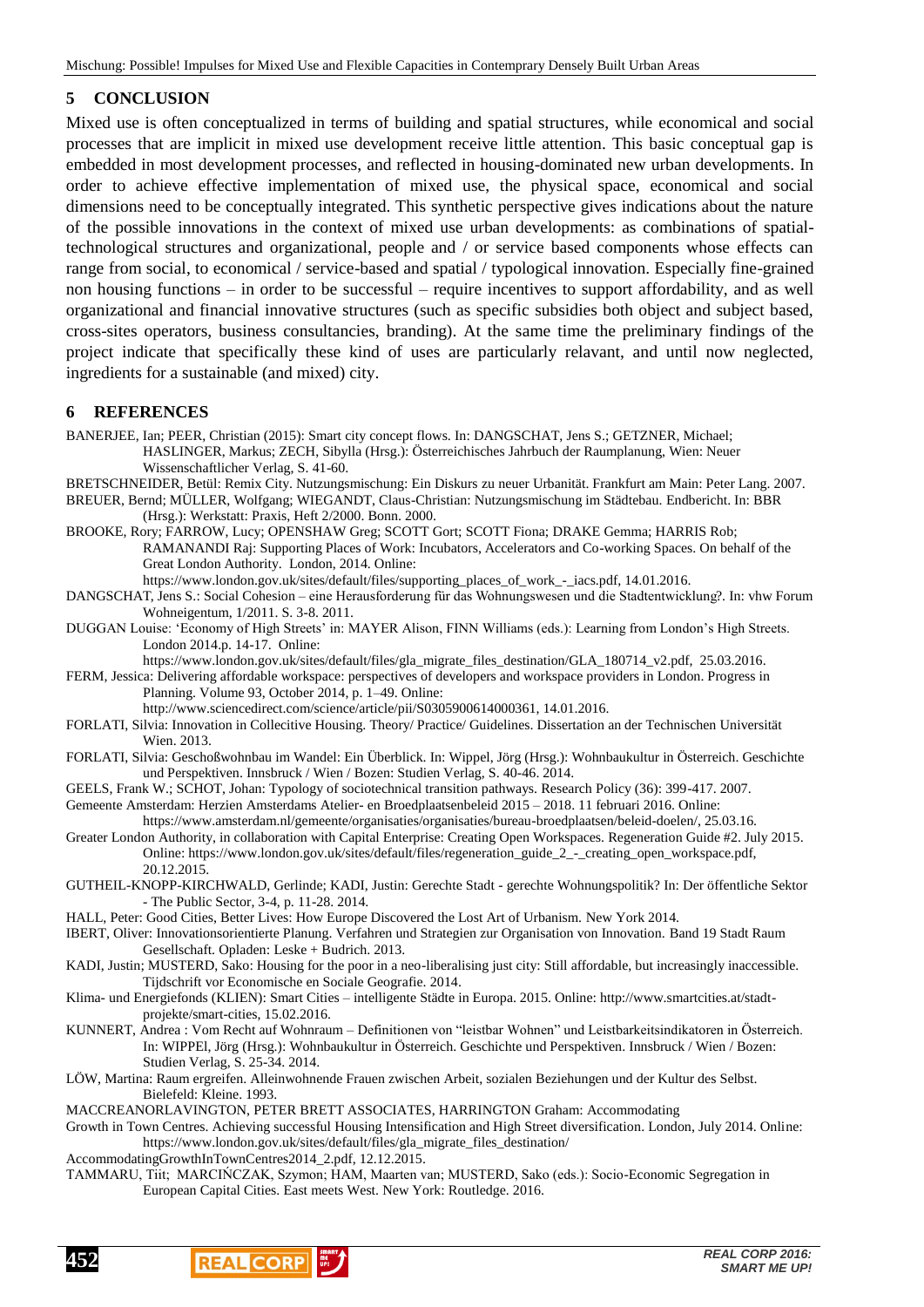## 5 CONCLUSION

Mixed use is often conceptualized in terms of building and spatial structures, while economical and social processes that are implicit in mixed use development receive little attention. This basic conceptual gap is embedded in most development processes, and reflected in housing-dominated new urban developments. In order to achieve effective implementation of mixed use, the physical space, economical and social dimensions need to be conceptually integrated. This synthetic perspective gives indications about the nature of the possible innovations in the context of mixed use urban developments: as combinations of spatial-technological structures and organizational, people and / or service based components whose effects can range from social, to economical / service-based and spatial / typological innovation. Especially fine-grained non housing functions – in order to be successful – require incentives to support affordability, and as well organizational and financial innovative structures (such as specific subsidies both object and subject based, cross-sites operators, business consultancies, branding). At the same time the preliminary findings of the project indicate that specifically these kind of uses are particularly relavant, and until now neglected, ingredients for a sustainable (and mixed) city.

## 6 REFERENCES

BANERJEE, Ian; PEER, Christian (2015): Smart city concept flows. In: DANGSCHAT, Jens S.; GETZNER, Michael; HASLINGER, Markus; ZECH, Sibylla (Hrsg.): Österreichisches Jahrbuch der Raumplanung, Wien: Neuer Wissenschaftlicher Verlag, S. 41-60.

BRETSCHNEIDER, Betül: Remix City. Nutzungsmischung: Ein Diskurs zu neuer Urbanität. Frankfurt am Main: Peter Lang. 2007.

BREUER, Bernd; MÜLLER, Wolfgang; WIEGANDT, Claus-Christian: Nutzungsmischung im Städtebau. Endbericht. In: BBR (Hrsg.): Werkstatt: Praxis, Heft 2/2000. Bonn. 2000.

BROOKE, Rory; FARROW, Lucy; OPENSHAW Greg; SCOTT Gort; SCOTT Fiona; DRAKE Gemma; HARRIS Rob; RAMANANDI Raj: Supporting Places of Work: Incubators, Accelerators and Co-working Spaces. On behalf of the Great London Authority. London, 2014. Online: https://www.london.gov.uk/sites/default/files/supporting_places_of_work_-_iacs.pdf, 14.01.2016.

DANGSCHAT, Jens S.: Social Cohesion – eine Herausforderung für das Wohnungswesen und die Stadtentwicklung?. In: vhw Forum Wohneigentum, 1/2011. S. 3-8. 2011.

DUGGAN Louise: 'Economy of High Streets' in: MAYER Alison, FINN Williams (eds.): Learning from London's High Streets. London 2014.p. 14-17. Online: https://www.london.gov.uk/sites/default/files/gla_migrate_files_destination/GLA_180714_v2.pdf, 25.03.2016.

FERM, Jessica: Delivering affordable workspace: perspectives of developers and workspace providers in London. Progress in Planning. Volume 93, October 2014, p. 1–49. Online: http://www.sciencedirect.com/science/article/pii/S0305900614000361, 14.01.2016.

FORLATI, Silvia: Innovation in Collecitive Housing. Theory/ Practice/ Guidelines. Dissertation an der Technischen Universität Wien. 2013.

FORLATI, Silvia: Geschoßwohnbau im Wandel: Ein Überblick. In: Wippel, Jörg (Hrsg.): Wohnbaukultur in Österreich. Geschichte und Perspektiven. Innsbruck / Wien / Bozen: Studien Verlag, S. 40-46. 2014.

GEELS, Frank W.; SCHOT, Johan: Typology of sociotechnical transition pathways. Research Policy (36): 399-417. 2007.

Gemeente Amsterdam: Herzien Amsterdams Atelier- en Broedplaatsenbeleid 2015 – 2018. 11 februari 2016. Online: https://www.amsterdam.nl/gemeente/organisaties/organisaties/bureau-broedplaatsen/beleid-doelen/, 25.03.16.

Greater London Authority, in collaboration with Capital Enterprise: Creating Open Workspaces. Regeneration Guide #2. July 2015. Online: https://www.london.gov.uk/sites/default/files/regeneration_guide_2_-_creating_open_workspace.pdf, 20.12.2015.

GUTHEIL-KNOPP-KIRCHWALD, Gerlinde; KADI, Justin: Gerechte Stadt - gerechte Wohnungspolitik? In: Der öffentliche Sektor - The Public Sector, 3-4, p. 11-28. 2014.

HALL, Peter: Good Cities, Better Lives: How Europe Discovered the Lost Art of Urbanism. New York 2014.

IBERT, Oliver: Innovationsorientierte Planung. Verfahren und Strategien zur Organisation von Innovation. Band 19 Stadt Raum Gesellschaft. Opladen: Leske + Budrich. 2013.

KADI, Justin; MUSTERD, Sako: Housing for the poor in a neo-liberalising just city: Still affordable, but increasingly inaccessible. Tijdschrift vor Economische en Sociale Geografie. 2014.

Klima- und Energiefonds (KLIEN): Smart Cities – intelligente Städte in Europa. 2015. Online: http://www.smartcities.at/stadt-projekte/smart-cities, 15.02.2016.

KUNNERT, Andrea : Vom Recht auf Wohnraum – Definitionen von "leistbar Wohnen" und Leistbarkeitsindikatoren in Österreich. In: WIPPEl, Jörg (Hrsg.): Wohnbaukultur in Österreich. Geschichte und Perspektiven. Innsbruck / Wien / Bozen: Studien Verlag, S. 25-34. 2014.

LÖW, Martina: Raum ergreifen. Alleinwohnende Frauen zwischen Arbeit, sozialen Beziehungen und der Kultur des Selbst. Bielefeld: Kleine. 1993.

MACCREANORLAVINGTON, PETER BRETT ASSOCIATES, HARRINGTON Graham: Accommodating Growth in Town Centres. Achieving successful Housing Intensification and High Street diversification. London, July 2014. Online: https://www.london.gov.uk/sites/default/files/gla_migrate_files_destination/AccommodatingGrowthInTownCentres2014_2.pdf, 12.12.2015.

TAMMARU, Tiit; MARCIŃCZAK, Szymon; HAM, Maarten van; MUSTERD, Sako (eds.): Socio-Economic Segregation in European Capital Cities. East meets West. New York: Routledge. 2016.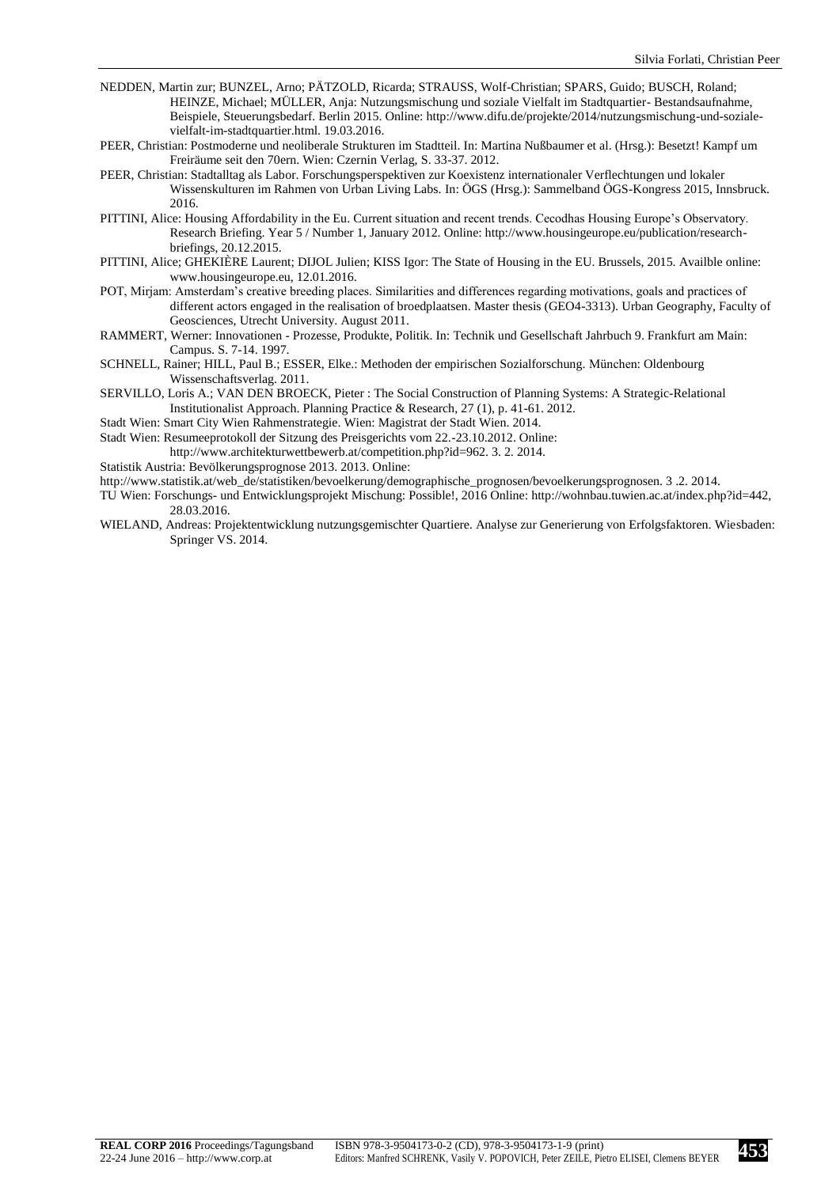NEDDEN, Martin zur; BUNZEL, Arno; PÄTZOLD, Ricarda; STRAUSS, Wolf-Christian; SPARS, Guido; BUSCH, Roland; HEINZE, Michael; MÜLLER, Anja: Nutzungsmischung und soziale Vielfalt im Stadtquartier- Bestandsaufnahme, Beispiele, Steuerungsbedarf. Berlin 2015. Online: http://www.difu.de/projekte/2014/nutzungsmischung-und-soziale-vielfalt-im-stadtquartier.html. 19.03.2016.

PEER, Christian: Postmoderne und neoliberale Strukturen im Stadtteil. In: Martina Nußbaumer et al. (Hrsg.): Besetzt! Kampf um Freiräume seit den 70ern. Wien: Czernin Verlag, S. 33-37. 2012.

PEER, Christian: Stadtalltag als Labor. Forschungsperspektiven zur Koexistenz internationaler Verflechtungen und lokaler Wissenskulturen im Rahmen von Urban Living Labs. In: ÖGS (Hrsg.): Sammelband ÖGS-Kongress 2015, Innsbruck. 2016.

PITTINI, Alice: Housing Affordability in the Eu. Current situation and recent trends. Cecodhas Housing Europe's Observatory. Research Briefing. Year 5 / Number 1, January 2012. Online: http://www.housingeurope.eu/publication/research-briefings, 20.12.2015.

PITTINI, Alice; GHEKIÈRE Laurent; DIJOL Julien; KISS Igor: The State of Housing in the EU. Brussels, 2015. Availble online: www.housingeurope.eu, 12.01.2016.

POT, Mirjam: Amsterdam's creative breeding places. Similarities and differences regarding motivations, goals and practices of different actors engaged in the realisation of broedplaatsen. Master thesis (GEO4-3313). Urban Geography, Faculty of Geosciences, Utrecht University. August 2011.

RAMMERT, Werner: Innovationen - Prozesse, Produkte, Politik. In: Technik und Gesellschaft Jahrbuch 9. Frankfurt am Main: Campus. S. 7-14. 1997.

SCHNELL, Rainer; HILL, Paul B.; ESSER, Elke.: Methoden der empirischen Sozialforschung. München: Oldenbourg Wissenschaftsverlag. 2011.

SERVILLO, Loris A.; VAN DEN BROECK, Pieter : The Social Construction of Planning Systems: A Strategic-Relational Institutionalist Approach. Planning Practice & Research, 27 (1), p. 41-61. 2012.

Stadt Wien: Smart City Wien Rahmenstrategie. Wien: Magistrat der Stadt Wien. 2014.

Stadt Wien: Resumeeprotokoll der Sitzung des Preisgerichts vom 22.-23.10.2012. Online: http://www.architekturwettbewerb.at/competition.php?id=962. 3. 2. 2014.

Statistik Austria: Bevölkerungsprognose 2013. 2013. Online: http://www.statistik.at/web_de/statistiken/bevoelkerung/demographische_prognosen/bevoelkerungsprognosen. 3 .2. 2014.

TU Wien: Forschungs- und Entwicklungsprojekt Mischung: Possible!, 2016 Online: http://wohnbau.tuwien.ac.at/index.php?id=442, 28.03.2016.

WIELAND, Andreas: Projektentwicklung nutzungsgemischter Quartiere. Analyse zur Generierung von Erfolgsfaktoren. Wiesbaden: Springer VS. 2014.